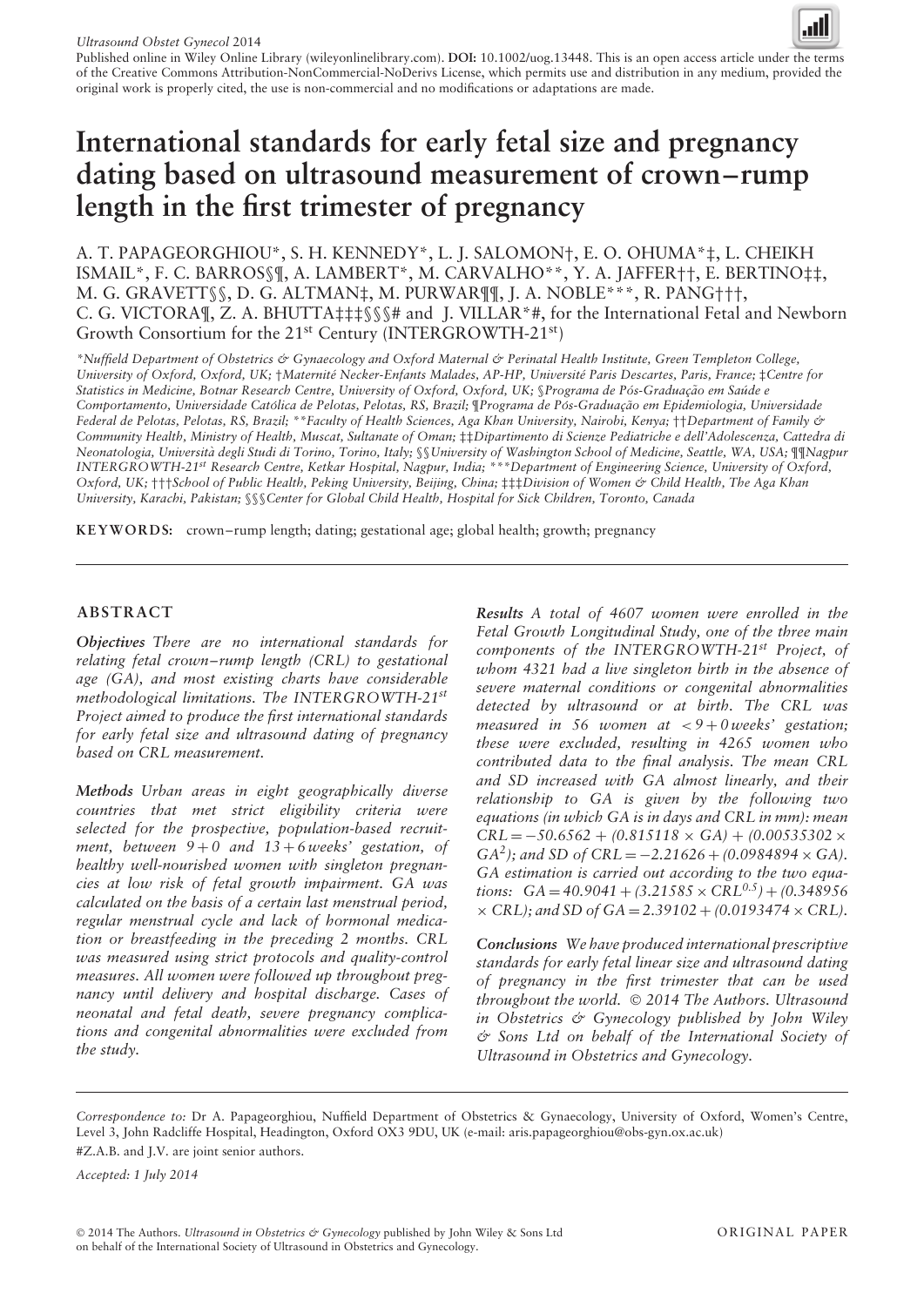Published online in Wiley Online Library (wileyonlinelibrary.com). **DOI:** 10.1002/uog.13448. This is an open access article under the terms of the Creative Commons Attribution-NonCommercial-NoDerivs License, which permits use and distribution in any medium, provided the original work is properly cited, the use is non-commercial and no modifications or adaptations are made.

# International standards for early fetal size and pregnancy dating based on ultrasound measurement of crown–rump length in the first trimester of pregnancy

A. T. PAPAGEORGHIOU*, S. H. KENNEDY*, L. J. SALOMON†, E. O. OHUMA*‡, L. CHEIKH ISMAIL*, F. C. BARROS§¶, A. LAMBERT*, M. CARVALHO**, Y. A. JAFFER††, E. BERTINO‡‡, M. G. GRAVETT§§, D. G. ALTMAN‡, M. PURWAR¶¶, J. A. NOBLE***, R. PANG†††, C. G. VICTORA¶, Z. A. BHUTTA‡‡‡§§§# and J. VILLAR*#, for the International Fetal and Newborn Growth Consortium for the 21st Century (INTERGROWTH-21st)

*Nuffield Department of Obstetrics & Gynaecology and Oxford Maternal & Perinatal Health Institute, Green Templeton College, University of Oxford, Oxford, UK; †Maternité Necker-Enfants Malades, AP-HP, Université Paris Descartes, Paris, France; ‡Centre for Statistics in Medicine, Botnar Research Centre, University of Oxford, Oxford, UK; §Programa de Pós-Graduação em Saúde e Comportamento, Universidade Católica de Pelotas, Pelotas, RS, Brazil; ¶Programa de Pós-Graduação em Epidemiologia, Universidade Federal de Pelotas, Pelotas, RS, Brazil; **Faculty of Health Sciences, Aga Khan University, Nairobi, Kenya; ††Department of Family & Community Health, Ministry of Health, Muscat, Sultanate of Oman; ‡‡Dipartimento di Scienze Pediatriche e dell'Adolescenza, Cattedra di Neonatologia, Università degli Studi di Torino, Torino, Italy; §§University of Washington School of Medicine, Seattle, WA, USA; ¶¶Nagpur INTERGROWTH-21st Research Centre, Ketkar Hospital, Nagpur, India; ***Department of Engineering Science, University of Oxford, Oxford, UK; †††School of Public Health, Peking University, Beijing, China; ‡‡‡Division of Women & Child Health, The Aga Khan University, Karachi, Pakistan; §§§Center for Global Child Health, Hospital for Sick Children, Toronto, Canada

**KEYWORDS:** crown–rump length; dating; gestational age; global health; growth; pregnancy

## ABSTRACT

***Objectives*** *There are no international standards for relating fetal crown–rump length (CRL) to gestational age (GA), and most existing charts have considerable methodological limitations. The INTERGROWTH-21st Project aimed to produce the first international standards for early fetal size and ultrasound dating of pregnancy based on CRL measurement.*

***Methods*** *Urban areas in eight geographically diverse countries that met strict eligibility criteria were selected for the prospective, population-based recruitment, between 9 + 0 and 13 + 6 weeks' gestation, of healthy well-nourished women with singleton pregnancies at low risk of fetal growth impairment. GA was calculated on the basis of a certain last menstrual period, regular menstrual cycle and lack of hormonal medication or breastfeeding in the preceding 2 months. CRL was measured using strict protocols and quality-control measures. All women were followed up throughout pregnancy until delivery and hospital discharge. Cases of neonatal and fetal death, severe pregnancy complications and congenital abnormalities were excluded from the study.*

***Results*** *A total of 4607 women were enrolled in the Fetal Growth Longitudinal Study, one of the three main components of the INTERGROWTH-21st Project, of whom 4321 had a live singleton birth in the absence of severe maternal conditions or congenital abnormalities detected by ultrasound or at birth. The CRL was measured in 56 women at < 9 + 0 weeks' gestation; these were excluded, resulting in 4265 women who contributed data to the final analysis. The mean CRL and SD increased with GA almost linearly, and their relationship to GA is given by the following two equations (in which GA is in days and CRL in mm): mean CRL = −50.6562 + (0.815118 × GA) + (0.00535302 × GA²); and SD of CRL = −2.21626 + (0.0984894 × GA). GA estimation is carried out according to the two equations: GA = 40.9041 + (3.21585 × CRL^0.5) + (0.348956 × CRL); and SD of GA = 2.39102 + (0.0193474 × CRL).*

***Conclusions*** *We have produced international prescriptive standards for early fetal linear size and ultrasound dating of pregnancy in the first trimester that can be used throughout the world. © 2014 The Authors. Ultrasound in Obstetrics & Gynecology published by John Wiley & Sons Ltd on behalf of the International Society of Ultrasound in Obstetrics and Gynecology.*

*Correspondence to:* Dr A. Papageorghiou, Nuffield Department of Obstetrics & Gynaecology, University of Oxford, Women's Centre, Level 3, John Radcliffe Hospital, Headington, Oxford OX3 9DU, UK (e-mail: aris.papageorghiou@obs-gyn.ox.ac.uk)

#Z.A.B. and J.V. are joint senior authors.

*Accepted: 1 July 2014*

© 2014 The Authors. *Ultrasound in Obstetrics & Gynecology* published by John Wiley & Sons Ltd on behalf of the International Society of Ultrasound in Obstetrics and Gynecology.

ORIGINAL PAPER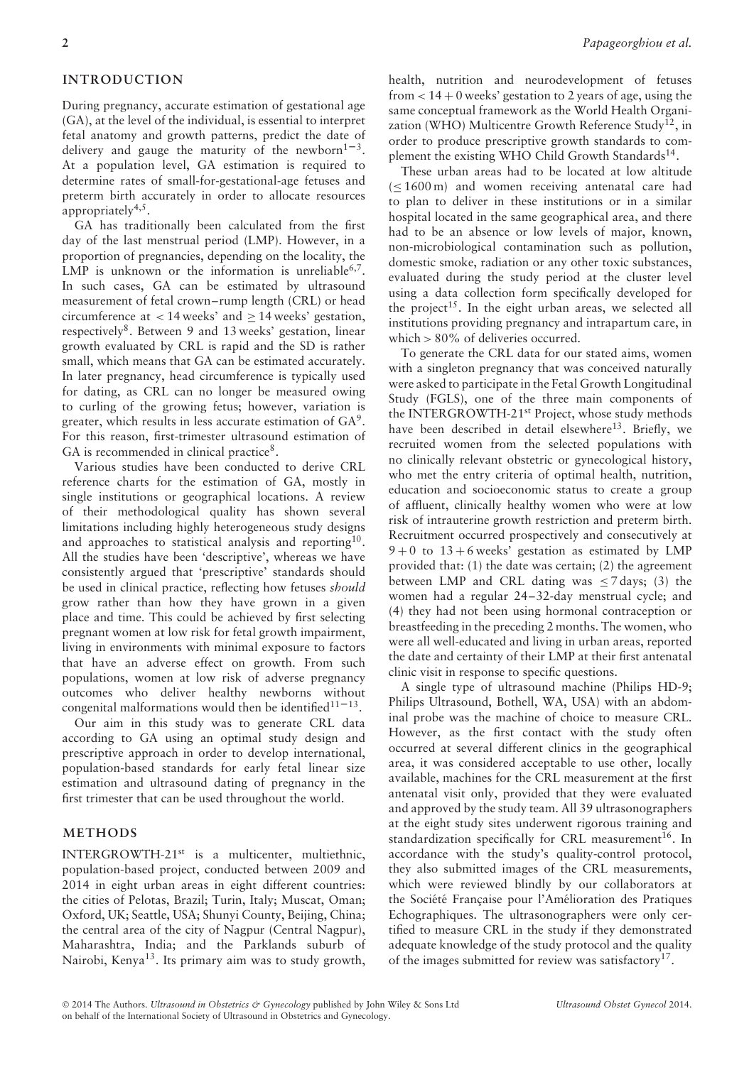## INTRODUCTION

During pregnancy, accurate estimation of gestational age (GA), at the level of the individual, is essential to interpret fetal anatomy and growth patterns, predict the date of delivery and gauge the maturity of the newborn[1–3]. At a population level, GA estimation is required to determine rates of small-for-gestational-age fetuses and preterm birth accurately in order to allocate resources appropriately[4,5].

GA has traditionally been calculated from the first day of the last menstrual period (LMP). However, in a proportion of pregnancies, depending on the locality, the LMP is unknown or the information is unreliable[6,7]. In such cases, GA can be estimated by ultrasound measurement of fetal crown–rump length (CRL) or head circumference at < 14 weeks' and ≥ 14 weeks' gestation, respectively[8]. Between 9 and 13 weeks' gestation, linear growth evaluated by CRL is rapid and the SD is rather small, which means that GA can be estimated accurately. In later pregnancy, head circumference is typically used for dating, as CRL can no longer be measured owing to curling of the growing fetus; however, variation is greater, which results in less accurate estimation of GA[9]. For this reason, first-trimester ultrasound estimation of GA is recommended in clinical practice[8].

Various studies have been conducted to derive CRL reference charts for the estimation of GA, mostly in single institutions or geographical locations. A review of their methodological quality has shown several limitations including highly heterogeneous study designs and approaches to statistical analysis and reporting[10]. All the studies have been 'descriptive', whereas we have consistently argued that 'prescriptive' standards should be used in clinical practice, reflecting how fetuses *should* grow rather than how they have grown in a given place and time. This could be achieved by first selecting pregnant women at low risk for fetal growth impairment, living in environments with minimal exposure to factors that have an adverse effect on growth. From such populations, women at low risk of adverse pregnancy outcomes who deliver healthy newborns without congenital malformations would then be identified[11–13].

Our aim in this study was to generate CRL data according to GA using an optimal study design and prescriptive approach in order to develop international, population-based standards for early fetal linear size estimation and ultrasound dating of pregnancy in the first trimester that can be used throughout the world.

## METHODS

INTERGROWTH-21[st] is a multicenter, multiethnic, population-based project, conducted between 2009 and 2014 in eight urban areas in eight different countries: the cities of Pelotas, Brazil; Turin, Italy; Muscat, Oman; Oxford, UK; Seattle, USA; Shunyi County, Beijing, China; the central area of the city of Nagpur (Central Nagpur), Maharashtra, India; and the Parklands suburb of Nairobi, Kenya[13]. Its primary aim was to study growth, health, nutrition and neurodevelopment of fetuses from < 14 + 0 weeks' gestation to 2 years of age, using the same conceptual framework as the World Health Organization (WHO) Multicentre Growth Reference Study[12], in order to produce prescriptive growth standards to complement the existing WHO Child Growth Standards[14].

These urban areas had to be located at low altitude (≤ 1600 m) and women receiving antenatal care had to plan to deliver in these institutions or in a similar hospital located in the same geographical area, and there had to be an absence or low levels of major, known, non-microbiological contamination such as pollution, domestic smoke, radiation or any other toxic substances, evaluated during the study period at the cluster level using a data collection form specifically developed for the project[15]. In the eight urban areas, we selected all institutions providing pregnancy and intrapartum care, in which > 80% of deliveries occurred.

To generate the CRL data for our stated aims, women with a singleton pregnancy that was conceived naturally were asked to participate in the Fetal Growth Longitudinal Study (FGLS), one of the three main components of the INTERGROWTH-21[st] Project, whose study methods have been described in detail elsewhere[13]. Briefly, we recruited women from the selected populations with no clinically relevant obstetric or gynecological history, who met the entry criteria of optimal health, nutrition, education and socioeconomic status to create a group of affluent, clinically healthy women who were at low risk of intrauterine growth restriction and preterm birth. Recruitment occurred prospectively and consecutively at 9 + 0 to 13 + 6 weeks' gestation as estimated by LMP provided that: (1) the date was certain; (2) the agreement between LMP and CRL dating was ≤ 7 days; (3) the women had a regular 24–32-day menstrual cycle; and (4) they had not been using hormonal contraception or breastfeeding in the preceding 2 months. The women, who were all well-educated and living in urban areas, reported the date and certainty of their LMP at their first antenatal clinic visit in response to specific questions.

A single type of ultrasound machine (Philips HD-9; Philips Ultrasound, Bothell, WA, USA) with an abdominal probe was the machine of choice to measure CRL. However, as the first contact with the study often occurred at several different clinics in the geographical area, it was considered acceptable to use other, locally available, machines for the CRL measurement at the first antenatal visit only, provided that they were evaluated and approved by the study team. All 39 ultrasonographers at the eight study sites underwent rigorous training and standardization specifically for CRL measurement[16]. In accordance with the study's quality-control protocol, they also submitted images of the CRL measurements, which were reviewed blindly by our collaborators at the Société Française pour l'Amélioration des Pratiques Echographiques. The ultrasonographers were only certified to measure CRL in the study if they demonstrated adequate knowledge of the study protocol and the quality of the images submitted for review was satisfactory[17].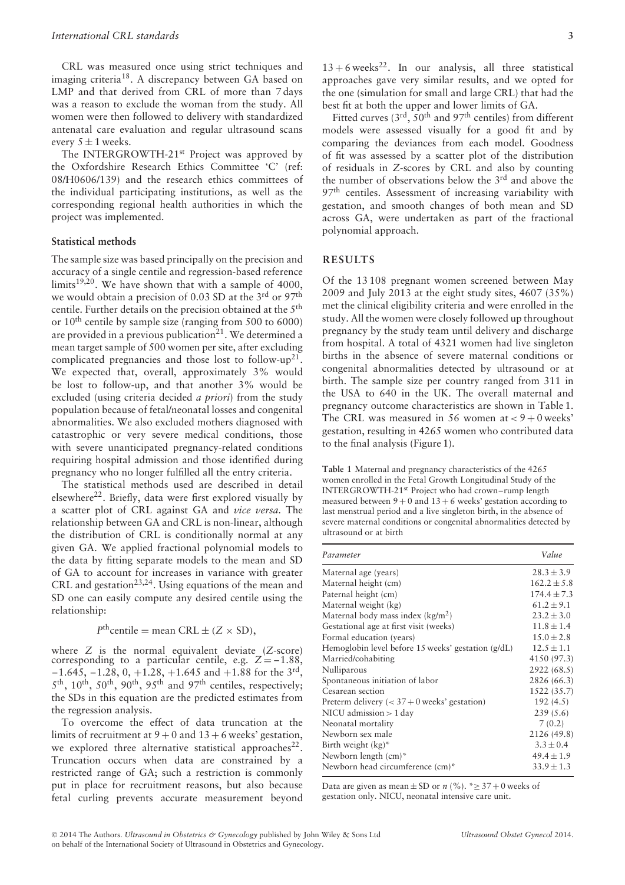CRL was measured once using strict techniques and imaging criteria[18]. A discrepancy between GA based on LMP and that derived from CRL of more than 7 days was a reason to exclude the woman from the study. All women were then followed to delivery with standardized antenatal care evaluation and regular ultrasound scans every $5 \pm 1$ weeks.

The INTERGROWTH-21[st] Project was approved by the Oxfordshire Research Ethics Committee 'C' (ref: 08/H0606/139) and the research ethics committees of the individual participating institutions, as well as the corresponding regional health authorities in which the project was implemented.

### Statistical methods

The sample size was based principally on the precision and accuracy of a single centile and regression-based reference limits[19,20]. We have shown that with a sample of 4000, we would obtain a precision of 0.03 SD at the 3[rd] or 97[th] centile. Further details on the precision obtained at the 5[th] or 10[th] centile by sample size (ranging from 500 to 6000) are provided in a previous publication[21]. We determined a mean target sample of 500 women per site, after excluding complicated pregnancies and those lost to follow-up[21]. We expected that, overall, approximately 3% would be lost to follow-up, and that another 3% would be excluded (using criteria decided *a priori*) from the study population because of fetal/neonatal losses and congenital abnormalities. We also excluded mothers diagnosed with catastrophic or very severe medical conditions, those with severe unanticipated pregnancy-related conditions requiring hospital admission and those identified during pregnancy who no longer fulfilled all the entry criteria.

The statistical methods used are described in detail elsewhere[22]. Briefly, data were first explored visually by a scatter plot of CRL against GA and *vice versa*. The relationship between GA and CRL is non-linear, although the distribution of CRL is conditionally normal at any given GA. We applied fractional polynomial models to the data by fitting separate models to the mean and SD of GA to account for increases in variance with greater CRL and gestation[23,24]. Using equations of the mean and SD one can easily compute any desired centile using the relationship:

$$P^{\text{th}}\text{centile} = \text{mean CRL} \pm (Z \times \text{SD}),$$

where $Z$ is the normal equivalent deviate (Z-score) corresponding to a particular centile, e.g. $Z = -1.88$, $-1.645$, $-1.28$, $0$, $+1.28$, $+1.645$ and $+1.88$ for the 3[rd], 5[th], 10[th], 50[th], 90[th], 95[th] and 97[th] centiles, respectively; the SDs in this equation are the predicted estimates from the regression analysis.

To overcome the effect of data truncation at the limits of recruitment at 9 + 0 and 13 + 6 weeks' gestation, we explored three alternative statistical approaches[22]. Truncation occurs when data are constrained by a restricted range of GA; such a restriction is commonly put in place for recruitment reasons, but also because fetal curling prevents accurate measurement beyond 13 + 6 weeks[22]. In our analysis, all three statistical approaches gave very similar results, and we opted for the one (simulation for small and large CRL) that had the best fit at both the upper and lower limits of GA.

Fitted curves (3[rd], 50[th] and 97[th] centiles) from different models were assessed visually for a good fit and by comparing the deviances from each model. Goodness of fit was assessed by a scatter plot of the distribution of residuals in Z-scores by CRL and also by counting the number of observations below the 3[rd] and above the 97[th] centiles. Assessment of increasing variability with gestation, and smooth changes of both mean and SD across GA, were undertaken as part of the fractional polynomial approach.

## RESULTS

Of the 13 108 pregnant women screened between May 2009 and July 2013 at the eight study sites, 4607 (35%) met the clinical eligibility criteria and were enrolled in the study. All the women were closely followed up throughout pregnancy by the study team until delivery and discharge from hospital. A total of 4321 women had live singleton births in the absence of severe maternal conditions or congenital abnormalities detected by ultrasound or at birth. The sample size per country ranged from 311 in the USA to 640 in the UK. The overall maternal and pregnancy outcome characteristics are shown in Table 1. The CRL was measured in 56 women at < 9 + 0 weeks' gestation, resulting in 4265 women who contributed data to the final analysis (Figure 1).

**Table 1** Maternal and pregnancy characteristics of the 4265 women enrolled in the Fetal Growth Longitudinal Study of the INTERGROWTH-21[st] Project who had crown–rump length measured between 9 + 0 and 13 + 6 weeks' gestation according to last menstrual period and a live singleton birth, in the absence of severe maternal conditions or congenital abnormalities detected by ultrasound or at birth

| Parameter | Value |
|---|---|
| Maternal age (years) | 28.3 ± 3.9 |
| Maternal height (cm) | 162.2 ± 5.8 |
| Paternal height (cm) | 174.4 ± 7.3 |
| Maternal weight (kg) | 61.2 ± 9.1 |
| Maternal body mass index (kg/m²) | 23.2 ± 3.0 |
| Gestational age at first visit (weeks) | 11.8 ± 1.4 |
| Formal education (years) | 15.0 ± 2.8 |
| Hemoglobin level before 15 weeks' gestation (g/dL) | 12.5 ± 1.1 |
| Married/cohabiting | 4150 (97.3) |
| Nulliparous | 2922 (68.5) |
| Spontaneous initiation of labor | 2826 (66.3) |
| Cesarean section | 1522 (35.7) |
| Preterm delivery (< 37 + 0 weeks' gestation) | 192 (4.5) |
| NICU admission > 1 day | 239 (5.6) |
| Neonatal mortality | 7 (0.2) |
| Newborn sex male | 2126 (49.8) |
| Birth weight (kg)* | 3.3 ± 0.4 |
| Newborn length (cm)* | 49.4 ± 1.9 |
| Newborn head circumference (cm)* | 33.9 ± 1.3 |

Data are given as mean ± SD or n (%). *≥ 37 + 0 weeks of gestation only. NICU, neonatal intensive care unit.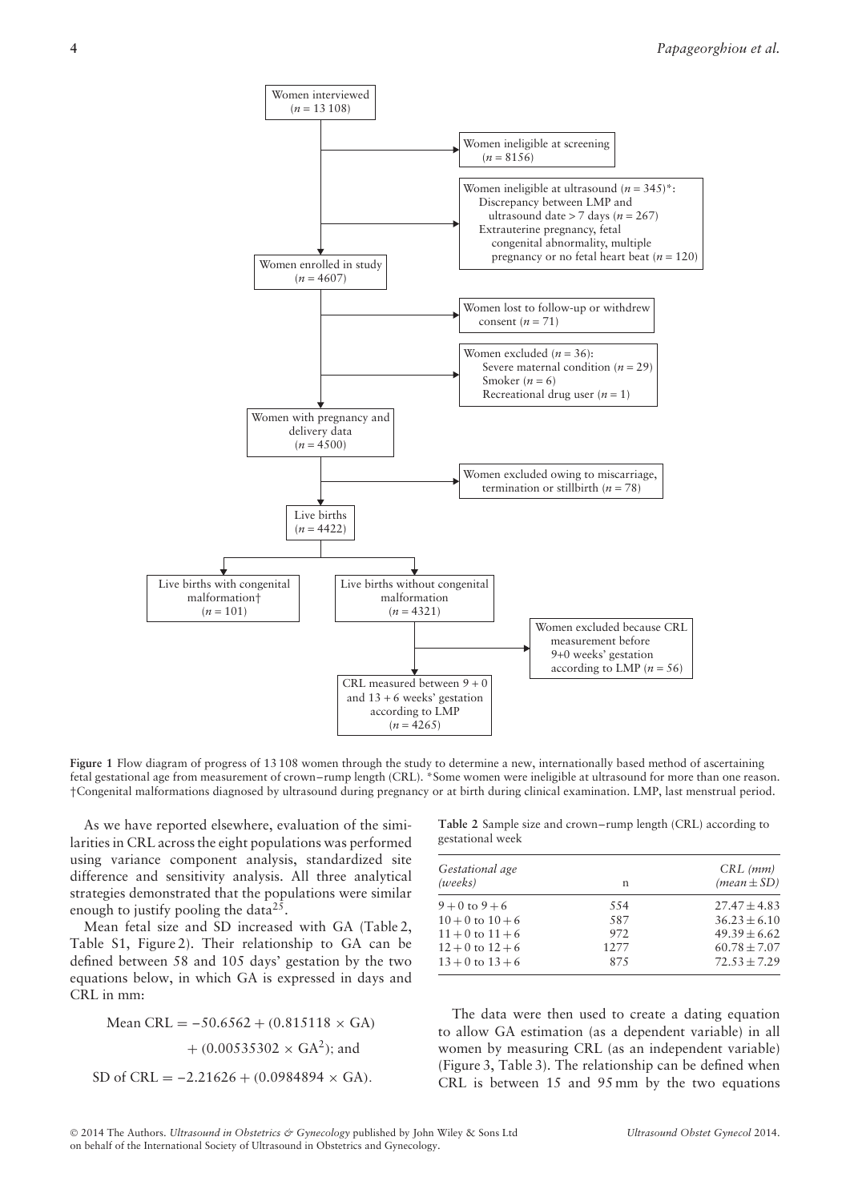Women interviewed ($n$ = 13 108)

→ Women ineligible at screening ($n$ = 8156)

→ Women ineligible at ultrasound ($n$ = 345)*:
Discrepancy between LMP and ultrasound date > 7 days ($n$ = 267)
Extrauterine pregnancy, fetal congenital abnormality, multiple pregnancy or no fetal heart beat ($n$ = 120)

Women enrolled in study ($n$ = 4607)

→ Women lost to follow-up or withdrew consent ($n$ = 71)

→ Women excluded ($n$ = 36):
Severe maternal condition ($n$ = 29)
Smoker ($n$ = 6)
Recreational drug user ($n$ = 1)

Women with pregnancy and delivery data ($n$ = 4500)

→ Women excluded owing to miscarriage, termination or stillbirth ($n$ = 78)

Live births ($n$ = 4422)

Live births with congenital malformation† ($n$ = 101)

Live births without congenital malformation ($n$ = 4321)

→ Women excluded because CRL measurement before 9+0 weeks' gestation according to LMP ($n$ = 56)

CRL measured between 9 + 0 and 13 + 6 weeks' gestation according to LMP ($n$ = 4265)

**Figure 1** Flow diagram of progress of 13 108 women through the study to determine a new, internationally based method of ascertaining fetal gestational age from measurement of crown–rump length (CRL). *Some women were ineligible at ultrasound for more than one reason. †Congenital malformations diagnosed by ultrasound during pregnancy or at birth during clinical examination. LMP, last menstrual period.

As we have reported elsewhere, evaluation of the similarities in CRL across the eight populations was performed using variance component analysis, standardized site difference and sensitivity analysis. All three analytical strategies demonstrated that the populations were similar enough to justify pooling the data[25].

Mean fetal size and SD increased with GA (Table 2, Table S1, Figure 2). Their relationship to GA can be defined between 58 and 105 days' gestation by the two equations below, in which GA is expressed in days and CRL in mm:

$$\text{Mean CRL} = -50.6562 + (0.815118 \times \text{GA}) + (0.00535302 \times \text{GA}^2); \text{ and}$$

$$\text{SD of CRL} = -2.21626 + (0.0984894 \times \text{GA}).$$

**Table 2** Sample size and crown–rump length (CRL) according to gestational week

| Gestational age (weeks) | n | CRL (mm) (mean ± SD) |
|---|---|---|
| 9 + 0 to 9 + 6 | 554 | 27.47 ± 4.83 |
| 10 + 0 to 10 + 6 | 587 | 36.23 ± 6.10 |
| 11 + 0 to 11 + 6 | 972 | 49.39 ± 6.62 |
| 12 + 0 to 12 + 6 | 1277 | 60.78 ± 7.07 |
| 13 + 0 to 13 + 6 | 875 | 72.53 ± 7.29 |

The data were then used to create a dating equation to allow GA estimation (as a dependent variable) in all women by measuring CRL (as an independent variable) (Figure 3, Table 3). The relationship can be defined when CRL is between 15 and 95 mm by the two equations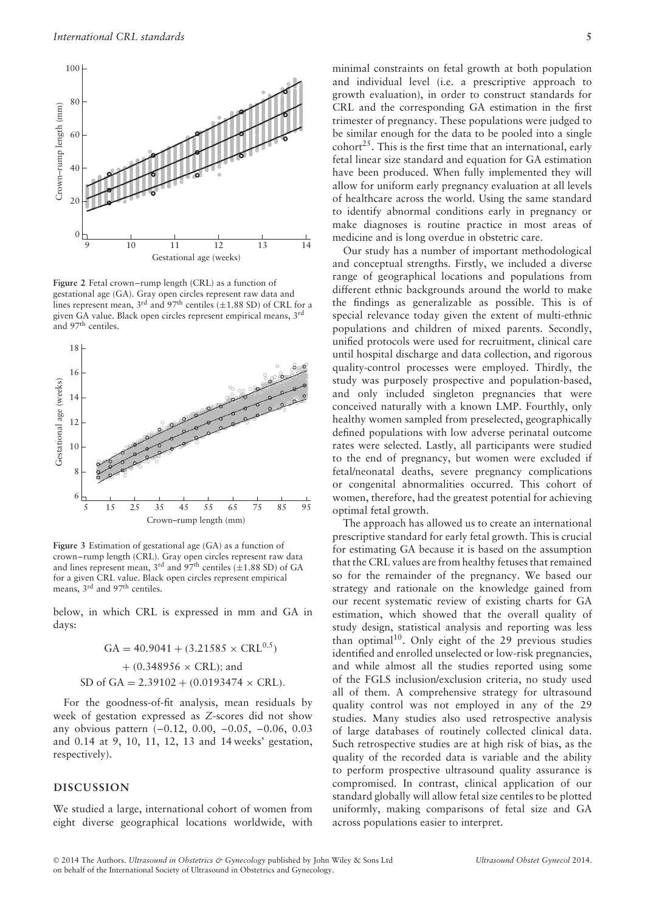100
80
60
40
20
0
Crown–rump length (mm)
9
10
11
12
13
14
Gestational age (weeks)

**Figure 2** Fetal crown–rump length (CRL) as a function of gestational age (GA). Gray open circles represent raw data and lines represent mean, 3[rd] and 97[th] centiles ($\pm$1.88 SD) of CRL for a given GA value. Black open circles represent empirical means, 3[rd] and 97[th] centiles.

18
16
14
12
10
8
6
Gestational age (weeks)
5
15
25
35
45
55
65
75
85
95
Crown–rump length (mm)

**Figure 3** Estimation of gestational age (GA) as a function of crown–rump length (CRL). Gray open circles represent raw data and lines represent mean, 3[rd] and 97[th] centiles ($\pm$1.88 SD) of GA for a given CRL value. Black open circles represent empirical means, 3[rd] and 97[th] centiles.

below, in which CRL is expressed in mm and GA in days:

$$\text{GA} = 40.9041 + (3.21585 \times \text{CRL}^{0.5}) + (0.348956 \times \text{CRL}); \text{ and}$$

$$\text{SD of GA} = 2.39102 + (0.0193474 \times \text{CRL}).$$

For the goodness-of-fit analysis, mean residuals by week of gestation expressed as *Z*-scores did not show any obvious pattern (−0.12, 0.00, −0.05, −0.06, 0.03 and 0.14 at 9, 10, 11, 12, 13 and 14 weeks' gestation, respectively).

## DISCUSSION

We studied a large, international cohort of women from eight diverse geographical locations worldwide, with minimal constraints on fetal growth at both population and individual level (i.e. a prescriptive approach to growth evaluation), in order to construct standards for CRL and the corresponding GA estimation in the first trimester of pregnancy. These populations were judged to be similar enough for the data to be pooled into a single cohort[25]. This is the first time that an international, early fetal linear size standard and equation for GA estimation have been produced. When fully implemented they will allow for uniform early pregnancy evaluation at all levels of healthcare across the world. Using the same standard to identify abnormal conditions early in pregnancy or make diagnoses is routine practice in most areas of medicine and is long overdue in obstetric care.

Our study has a number of important methodological and conceptual strengths. Firstly, we included a diverse range of geographical locations and populations from different ethnic backgrounds around the world to make the findings as generalizable as possible. This is of special relevance today given the extent of multi-ethnic populations and children of mixed parents. Secondly, unified protocols were used for recruitment, clinical care until hospital discharge and data collection, and rigorous quality-control processes were employed. Thirdly, the study was purposely prospective and population-based, and only included singleton pregnancies that were conceived naturally with a known LMP. Fourthly, only healthy women sampled from preselected, geographically defined populations with low adverse perinatal outcome rates were selected. Lastly, all participants were studied to the end of pregnancy, but women were excluded if fetal/neonatal deaths, severe pregnancy complications or congenital abnormalities occurred. This cohort of women, therefore, had the greatest potential for achieving optimal fetal growth.

The approach has allowed us to create an international prescriptive standard for early fetal growth. This is crucial for estimating GA because it is based on the assumption that the CRL values are from healthy fetuses that remained so for the remainder of the pregnancy. We based our strategy and rationale on the knowledge gained from our recent systematic review of existing charts for GA estimation, which showed that the overall quality of study design, statistical analysis and reporting was less than optimal[10]. Only eight of the 29 previous studies identified and enrolled unselected or low-risk pregnancies, and while almost all the studies reported using some of the FGLS inclusion/exclusion criteria, no study used all of them. A comprehensive strategy for ultrasound quality control was not employed in any of the 29 studies. Many studies also used retrospective analysis of large databases of routinely collected clinical data. Such retrospective studies are at high risk of bias, as the quality of the recorded data is variable and the ability to perform prospective ultrasound quality assurance is compromised. In contrast, clinical application of our standard globally will allow fetal size centiles to be plotted uniformly, making comparisons of fetal size and GA across populations easier to interpret.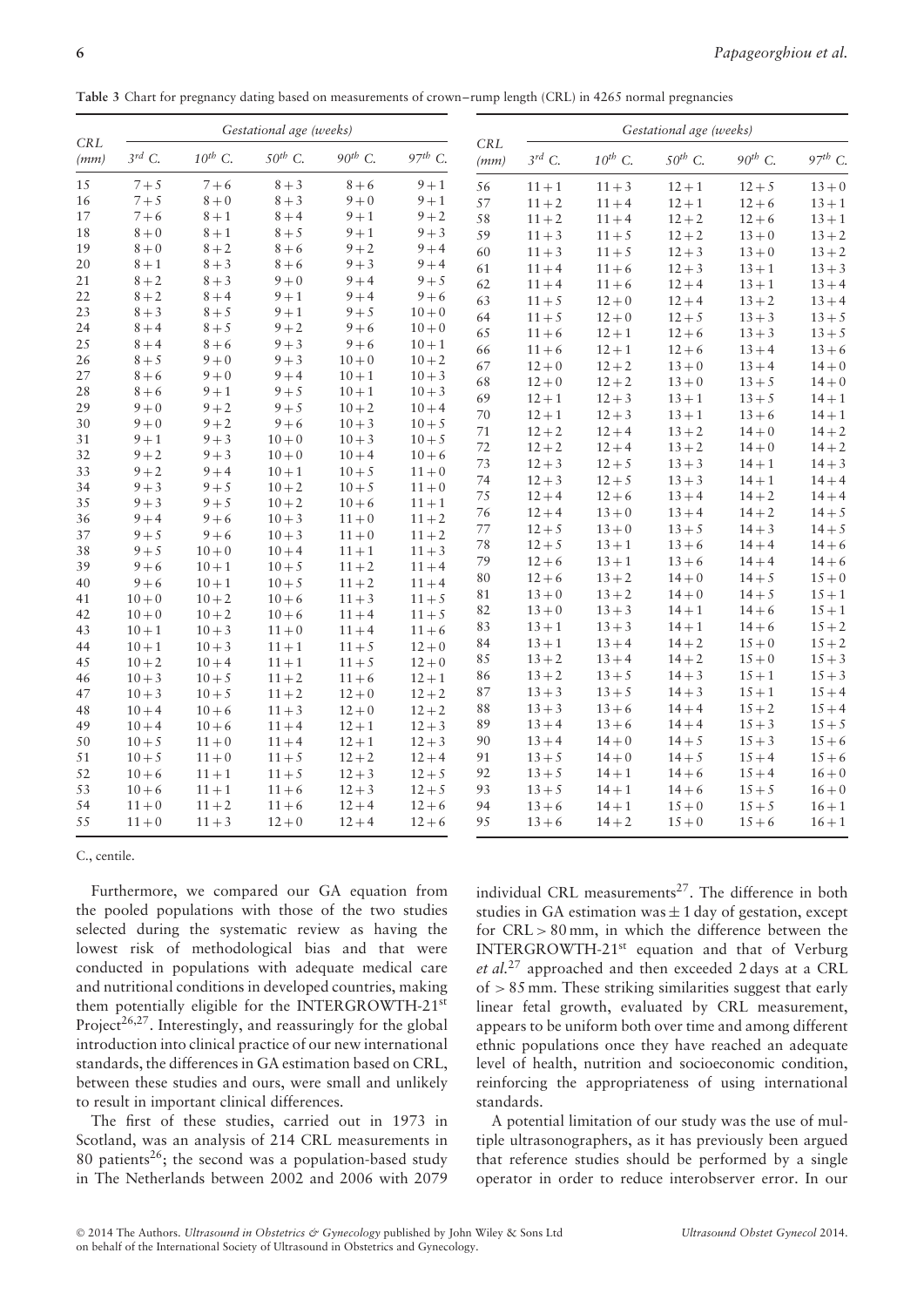**Table 3** Chart for pregnancy dating based on measurements of crown–rump length (CRL) in 4265 normal pregnancies

| CRL (mm) | Gestational age (weeks) | | | | |
|---|---|---|---|---|---|
| | 3rd C. | 10th C. | 50th C. | 90th C. | 97th C. |
| 15 | 7 + 5 | 7 + 6 | 8 + 3 | 8 + 6 | 9 + 1 |
| 16 | 7 + 5 | 8 + 0 | 8 + 3 | 9 + 0 | 9 + 1 |
| 17 | 7 + 6 | 8 + 1 | 8 + 4 | 9 + 1 | 9 + 2 |
| 18 | 8 + 0 | 8 + 1 | 8 + 5 | 9 + 1 | 9 + 3 |
| 19 | 8 + 0 | 8 + 2 | 8 + 6 | 9 + 2 | 9 + 4 |
| 20 | 8 + 1 | 8 + 3 | 8 + 6 | 9 + 3 | 9 + 4 |
| 21 | 8 + 2 | 8 + 3 | 9 + 0 | 9 + 4 | 9 + 5 |
| 22 | 8 + 2 | 8 + 4 | 9 + 1 | 9 + 4 | 9 + 6 |
| 23 | 8 + 3 | 8 + 5 | 9 + 1 | 9 + 5 | 10 + 0 |
| 24 | 8 + 4 | 8 + 5 | 9 + 2 | 9 + 6 | 10 + 0 |
| 25 | 8 + 4 | 8 + 6 | 9 + 3 | 9 + 6 | 10 + 1 |
| 26 | 8 + 5 | 9 + 0 | 9 + 3 | 10 + 0 | 10 + 2 |
| 27 | 8 + 6 | 9 + 0 | 9 + 4 | 10 + 1 | 10 + 3 |
| 28 | 8 + 6 | 9 + 1 | 9 + 5 | 10 + 1 | 10 + 3 |
| 29 | 9 + 0 | 9 + 2 | 9 + 5 | 10 + 2 | 10 + 4 |
| 30 | 9 + 0 | 9 + 2 | 9 + 6 | 10 + 3 | 10 + 5 |
| 31 | 9 + 1 | 9 + 3 | 10 + 0 | 10 + 3 | 10 + 5 |
| 32 | 9 + 2 | 9 + 3 | 10 + 0 | 10 + 4 | 10 + 6 |
| 33 | 9 + 2 | 9 + 4 | 10 + 1 | 10 + 5 | 11 + 0 |
| 34 | 9 + 3 | 9 + 5 | 10 + 2 | 10 + 5 | 11 + 0 |
| 35 | 9 + 3 | 9 + 5 | 10 + 2 | 10 + 6 | 11 + 1 |
| 36 | 9 + 4 | 9 + 6 | 10 + 3 | 11 + 0 | 11 + 2 |
| 37 | 9 + 5 | 9 + 6 | 10 + 3 | 11 + 0 | 11 + 2 |
| 38 | 9 + 5 | 10 + 0 | 10 + 4 | 11 + 1 | 11 + 3 |
| 39 | 9 + 6 | 10 + 1 | 10 + 5 | 11 + 2 | 11 + 4 |
| 40 | 9 + 6 | 10 + 1 | 10 + 5 | 11 + 2 | 11 + 4 |
| 41 | 10 + 0 | 10 + 2 | 10 + 6 | 11 + 3 | 11 + 5 |
| 42 | 10 + 0 | 10 + 2 | 10 + 6 | 11 + 4 | 11 + 5 |
| 43 | 10 + 1 | 10 + 3 | 11 + 0 | 11 + 4 | 11 + 6 |
| 44 | 10 + 1 | 10 + 3 | 11 + 1 | 11 + 5 | 12 + 0 |
| 45 | 10 + 2 | 10 + 4 | 11 + 1 | 11 + 5 | 12 + 0 |
| 46 | 10 + 3 | 10 + 5 | 11 + 2 | 11 + 6 | 12 + 1 |
| 47 | 10 + 3 | 10 + 5 | 11 + 2 | 12 + 0 | 12 + 2 |
| 48 | 10 + 4 | 10 + 6 | 11 + 3 | 12 + 0 | 12 + 2 |
| 49 | 10 + 4 | 10 + 6 | 11 + 4 | 12 + 1 | 12 + 3 |
| 50 | 10 + 5 | 11 + 0 | 11 + 4 | 12 + 1 | 12 + 3 |
| 51 | 10 + 5 | 11 + 0 | 11 + 5 | 12 + 2 | 12 + 4 |
| 52 | 10 + 6 | 11 + 1 | 11 + 5 | 12 + 3 | 12 + 5 |
| 53 | 10 + 6 | 11 + 1 | 11 + 6 | 12 + 3 | 12 + 5 |
| 54 | 11 + 0 | 11 + 2 | 11 + 6 | 12 + 4 | 12 + 6 |
| 55 | 11 + 0 | 11 + 3 | 12 + 0 | 12 + 4 | 12 + 6 |
| 56 | 11 + 1 | 11 + 3 | 12 + 1 | 12 + 5 | 13 + 0 |
| 57 | 11 + 2 | 11 + 4 | 12 + 1 | 12 + 6 | 13 + 1 |
| 58 | 11 + 2 | 11 + 4 | 12 + 2 | 12 + 6 | 13 + 1 |
| 59 | 11 + 3 | 11 + 5 | 12 + 2 | 13 + 0 | 13 + 2 |
| 60 | 11 + 3 | 11 + 5 | 12 + 3 | 13 + 0 | 13 + 2 |
| 61 | 11 + 4 | 11 + 6 | 12 + 3 | 13 + 1 | 13 + 3 |
| 62 | 11 + 4 | 11 + 6 | 12 + 4 | 13 + 1 | 13 + 4 |
| 63 | 11 + 5 | 12 + 0 | 12 + 4 | 13 + 2 | 13 + 4 |
| 64 | 11 + 5 | 12 + 0 | 12 + 5 | 13 + 3 | 13 + 5 |
| 65 | 11 + 6 | 12 + 1 | 12 + 6 | 13 + 3 | 13 + 5 |
| 66 | 11 + 6 | 12 + 1 | 12 + 6 | 13 + 4 | 13 + 6 |
| 67 | 12 + 0 | 12 + 2 | 13 + 0 | 13 + 4 | 14 + 0 |
| 68 | 12 + 0 | 12 + 2 | 13 + 0 | 13 + 5 | 14 + 0 |
| 69 | 12 + 1 | 12 + 3 | 13 + 1 | 13 + 5 | 14 + 1 |
| 70 | 12 + 1 | 12 + 3 | 13 + 1 | 13 + 6 | 14 + 1 |
| 71 | 12 + 2 | 12 + 4 | 13 + 2 | 14 + 0 | 14 + 2 |
| 72 | 12 + 2 | 12 + 4 | 13 + 2 | 14 + 0 | 14 + 2 |
| 73 | 12 + 3 | 12 + 5 | 13 + 3 | 14 + 1 | 14 + 3 |
| 74 | 12 + 3 | 12 + 5 | 13 + 3 | 14 + 1 | 14 + 4 |
| 75 | 12 + 4 | 12 + 6 | 13 + 4 | 14 + 2 | 14 + 4 |
| 76 | 12 + 4 | 13 + 0 | 13 + 4 | 14 + 2 | 14 + 5 |
| 77 | 12 + 5 | 13 + 0 | 13 + 5 | 14 + 3 | 14 + 5 |
| 78 | 12 + 5 | 13 + 1 | 13 + 6 | 14 + 4 | 14 + 6 |
| 79 | 12 + 6 | 13 + 1 | 13 + 6 | 14 + 4 | 14 + 6 |
| 80 | 12 + 6 | 13 + 2 | 14 + 0 | 14 + 5 | 15 + 0 |
| 81 | 13 + 0 | 13 + 2 | 14 + 0 | 14 + 5 | 15 + 1 |
| 82 | 13 + 0 | 13 + 3 | 14 + 1 | 14 + 6 | 15 + 1 |
| 83 | 13 + 1 | 13 + 3 | 14 + 1 | 14 + 6 | 15 + 2 |
| 84 | 13 + 1 | 13 + 4 | 14 + 2 | 15 + 0 | 15 + 2 |
| 85 | 13 + 2 | 13 + 4 | 14 + 2 | 15 + 0 | 15 + 3 |
| 86 | 13 + 2 | 13 + 5 | 14 + 3 | 15 + 1 | 15 + 3 |
| 87 | 13 + 3 | 13 + 5 | 14 + 3 | 15 + 1 | 15 + 4 |
| 88 | 13 + 3 | 13 + 6 | 14 + 4 | 15 + 2 | 15 + 4 |
| 89 | 13 + 4 | 13 + 6 | 14 + 4 | 15 + 3 | 15 + 5 |
| 90 | 13 + 4 | 14 + 0 | 14 + 5 | 15 + 3 | 15 + 6 |
| 91 | 13 + 5 | 14 + 0 | 14 + 5 | 15 + 4 | 15 + 6 |
| 92 | 13 + 5 | 14 + 1 | 14 + 6 | 15 + 4 | 16 + 0 |
| 93 | 13 + 5 | 14 + 1 | 14 + 6 | 15 + 5 | 16 + 0 |
| 94 | 13 + 6 | 14 + 1 | 15 + 0 | 15 + 5 | 16 + 1 |
| 95 | 13 + 6 | 14 + 2 | 15 + 0 | 15 + 6 | 16 + 1 |

C., centile.

Furthermore, we compared our GA equation from the pooled populations with those of the two studies selected during the systematic review as having the lowest risk of methodological bias and that were conducted in populations with adequate medical care and nutritional conditions in developed countries, making them potentially eligible for the INTERGROWTH-21st Project[26,27]. Interestingly, and reassuringly for the global introduction into clinical practice of our new international standards, the differences in GA estimation based on CRL, between these studies and ours, were small and unlikely to result in important clinical differences.

The first of these studies, carried out in 1973 in Scotland, was an analysis of 214 CRL measurements in 80 patients[26]; the second was a population-based study in The Netherlands between 2002 and 2006 with 2079 individual CRL measurements[27]. The difference in both studies in GA estimation was ± 1 day of gestation, except for CRL > 80 mm, in which the difference between the INTERGROWTH-21st equation and that of Verburg *et al.*[27] approached and then exceeded 2 days at a CRL of > 85 mm. These striking similarities suggest that early linear fetal growth, evaluated by CRL measurement, appears to be uniform both over time and among different ethnic populations once they have reached an adequate level of health, nutrition and socioeconomic condition, reinforcing the appropriateness of using international standards.

A potential limitation of our study was the use of multiple ultrasonographers, as it has previously been argued that reference studies should be performed by a single operator in order to reduce interobserver error. In our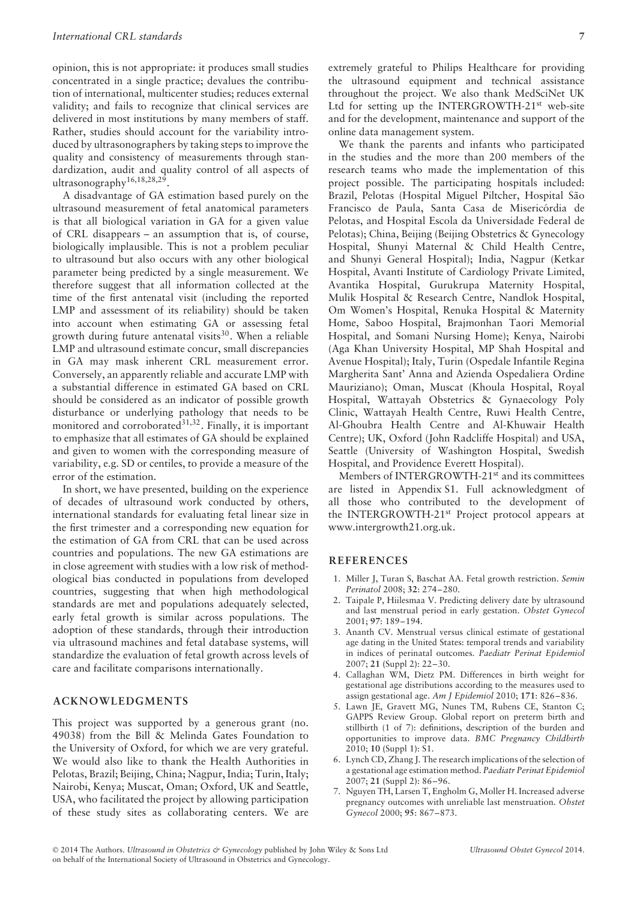opinion, this is not appropriate: it produces small studies concentrated in a single practice; devalues the contribution of international, multicenter studies; reduces external validity; and fails to recognize that clinical services are delivered in most institutions by many members of staff. Rather, studies should account for the variability introduced by ultrasonographers by taking steps to improve the quality and consistency of measurements through standardization, audit and quality control of all aspects of ultrasonography[16,18,28,29].

A disadvantage of GA estimation based purely on the ultrasound measurement of fetal anatomical parameters is that all biological variation in GA for a given value of CRL disappears – an assumption that is, of course, biologically implausible. This is not a problem peculiar to ultrasound but also occurs with any other biological parameter being predicted by a single measurement. We therefore suggest that all information collected at the time of the first antenatal visit (including the reported LMP and assessment of its reliability) should be taken into account when estimating GA or assessing fetal growth during future antenatal visits[30]. When a reliable LMP and ultrasound estimate concur, small discrepancies in GA may mask inherent CRL measurement error. Conversely, an apparently reliable and accurate LMP with a substantial difference in estimated GA based on CRL should be considered as an indicator of possible growth disturbance or underlying pathology that needs to be monitored and corroborated[31,32]. Finally, it is important to emphasize that all estimates of GA should be explained and given to women with the corresponding measure of variability, e.g. SD or centiles, to provide a measure of the error of the estimation.

In short, we have presented, building on the experience of decades of ultrasound work conducted by others, international standards for evaluating fetal linear size in the first trimester and a corresponding new equation for the estimation of GA from CRL that can be used across countries and populations. The new GA estimations are in close agreement with studies with a low risk of methodological bias conducted in populations from developed countries, suggesting that when high methodological standards are met and populations adequately selected, early fetal growth is similar across populations. The adoption of these standards, through their introduction via ultrasound machines and fetal database systems, will standardize the evaluation of fetal growth across levels of care and facilitate comparisons internationally.

## ACKNOWLEDGMENTS

This project was supported by a generous grant (no. 49038) from the Bill & Melinda Gates Foundation to the University of Oxford, for which we are very grateful. We would also like to thank the Health Authorities in Pelotas, Brazil; Beijing, China; Nagpur, India; Turin, Italy; Nairobi, Kenya; Muscat, Oman; Oxford, UK and Seattle, USA, who facilitated the project by allowing participation of these study sites as collaborating centers. We are extremely grateful to Philips Healthcare for providing the ultrasound equipment and technical assistance throughout the project. We also thank MedSciNet UK Ltd for setting up the INTERGROWTH-21st web-site and for the development, maintenance and support of the online data management system.

We thank the parents and infants who participated in the studies and the more than 200 members of the research teams who made the implementation of this project possible. The participating hospitals included: Brazil, Pelotas (Hospital Miguel Piltcher, Hospital São Francisco de Paula, Santa Casa de Misericórdia de Pelotas, and Hospital Escola da Universidade Federal de Pelotas); China, Beijing (Beijing Obstetrics & Gynecology Hospital, Shunyi Maternal & Child Health Centre, and Shunyi General Hospital); India, Nagpur (Ketkar Hospital, Avanti Institute of Cardiology Private Limited, Avantika Hospital, Gurukrupa Maternity Hospital, Mulik Hospital & Research Centre, Nandlok Hospital, Om Women's Hospital, Renuka Hospital & Maternity Home, Saboo Hospital, Brajmonhan Taori Memorial Hospital, and Somani Nursing Home); Kenya, Nairobi (Aga Khan University Hospital, MP Shah Hospital and Avenue Hospital); Italy, Turin (Ospedale Infantile Regina Margherita Sant' Anna and Azienda Ospedaliera Ordine Mauriziano); Oman, Muscat (Khoula Hospital, Royal Hospital, Wattayah Obstetrics & Gynaecology Poly Clinic, Wattayah Health Centre, Ruwi Health Centre, Al-Ghoubra Health Centre and Al-Khuwair Health Centre); UK, Oxford (John Radcliffe Hospital) and USA, Seattle (University of Washington Hospital, Swedish Hospital, and Providence Everett Hospital).

Members of INTERGROWTH-21st and its committees are listed in Appendix S1. Full acknowledgment of all those who contributed to the development of the INTERGROWTH-21st Project protocol appears at www.intergrowth21.org.uk.

## REFERENCES

1. Miller J, Turan S, Baschat AA. Fetal growth restriction. *Semin Perinatol* 2008; **32**: 274–280.
2. Taipale P, Hiilesmaa V. Predicting delivery date by ultrasound and last menstrual period in early gestation. *Obstet Gynecol* 2001; **97**: 189–194.
3. Ananth CV. Menstrual versus clinical estimate of gestational age dating in the United States: temporal trends and variability in indices of perinatal outcomes. *Paediatr Perinat Epidemiol* 2007; **21** (Suppl 2): 22–30.
4. Callaghan WM, Dietz PM. Differences in birth weight for gestational age distributions according to the measures used to assign gestational age. *Am J Epidemiol* 2010; **171**: 826–836.
5. Lawn JE, Gravett MG, Nunes TM, Rubens CE, Stanton C; GAPPS Review Group. Global report on preterm birth and stillbirth (1 of 7): definitions, description of the burden and opportunities to improve data. *BMC Pregnancy Childbirth* 2010; **10** (Suppl 1): S1.
6. Lynch CD, Zhang J. The research implications of the selection of a gestational age estimation method. *Paediatr Perinat Epidemiol* 2007; **21** (Suppl 2): 86–96.
7. Nguyen TH, Larsen T, Engholm G, Moller H. Increased adverse pregnancy outcomes with unreliable last menstruation. *Obstet Gynecol* 2000; **95**: 867–873.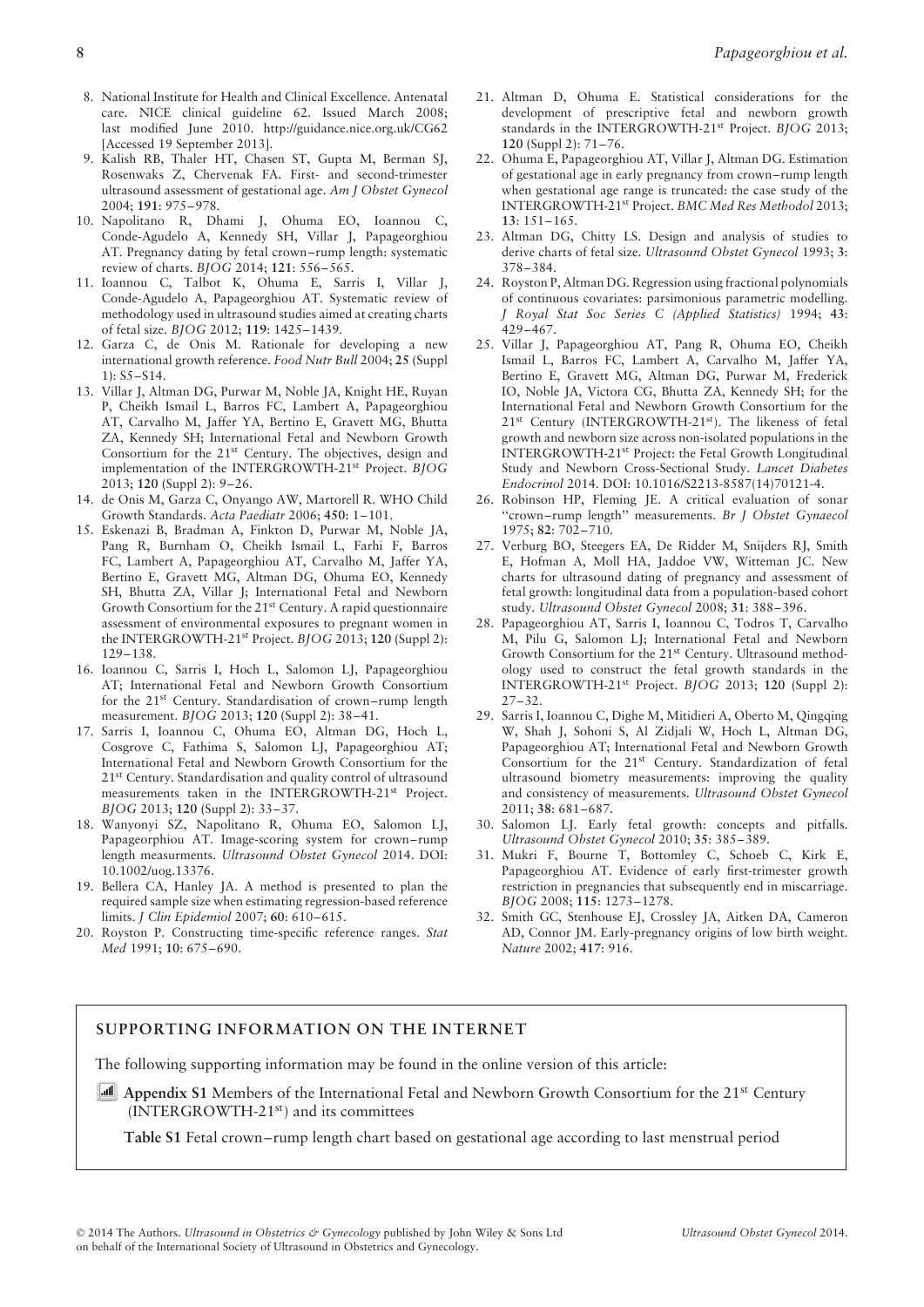8. National Institute for Health and Clinical Excellence. Antenatal care. NICE clinical guideline 62. Issued March 2008; last modified June 2010. http://guidance.nice.org.uk/CG62 [Accessed 19 September 2013].
9. Kalish RB, Thaler HT, Chasen ST, Gupta M, Berman SJ, Rosenwaks Z, Chervenak FA. First- and second-trimester ultrasound assessment of gestational age. *Am J Obstet Gynecol* 2004; **191**: 975–978.
10. Napolitano R, Dhami J, Ohuma EO, Ioannou C, Conde-Agudelo A, Kennedy SH, Villar J, Papageorghiou AT. Pregnancy dating by fetal crown–rump length: systematic review of charts. *BJOG* 2014; **121**: 556–565.
11. Ioannou C, Talbot K, Ohuma E, Sarris I, Villar J, Conde-Agudelo A, Papageorghiou AT. Systematic review of methodology used in ultrasound studies aimed at creating charts of fetal size. *BJOG* 2012; **119**: 1425–1439.
12. Garza C, de Onis M. Rationale for developing a new international growth reference. *Food Nutr Bull* 2004; **25** (Suppl 1): S5–S14.
13. Villar J, Altman DG, Purwar M, Noble JA, Knight HE, Ruyan P, Cheikh Ismail L, Barros FC, Lambert A, Papageorghiou AT, Carvalho M, Jaffer YA, Bertino E, Gravett MG, Bhutta ZA, Kennedy SH; International Fetal and Newborn Growth Consortium for the 21st Century. The objectives, design and implementation of the INTERGROWTH-21st Project. *BJOG* 2013; **120** (Suppl 2): 9–26.
14. de Onis M, Garza C, Onyango AW, Martorell R. WHO Child Growth Standards. *Acta Paediatr* 2006; **450**: 1–101.
15. Eskenazi B, Bradman A, Finkton D, Purwar M, Noble JA, Pang R, Burnham O, Cheikh Ismail L, Farhi F, Barros FC, Lambert A, Papageorghiou AT, Carvalho M, Jaffer YA, Bertino E, Gravett MG, Altman DG, Ohuma EO, Kennedy SH, Bhutta ZA, Villar J; International Fetal and Newborn Growth Consortium for the 21st Century. A rapid questionnaire assessment of environmental exposures to pregnant women in the INTERGROWTH-21st Project. *BJOG* 2013; **120** (Suppl 2): 129–138.
16. Ioannou C, Sarris I, Hoch L, Salomon LJ, Papageorghiou AT; International Fetal and Newborn Growth Consortium for the 21st Century. Standardisation of crown–rump length measurement. *BJOG* 2013; **120** (Suppl 2): 38–41.
17. Sarris I, Ioannou C, Ohuma EO, Altman DG, Hoch L, Cosgrove C, Fathima S, Salomon LJ, Papageorghiou AT; International Fetal and Newborn Growth Consortium for the 21st Century. Standardisation and quality control of ultrasound measurements taken in the INTERGROWTH-21st Project. *BJOG* 2013; **120** (Suppl 2): 33–37.
18. Wanyonyi SZ, Napolitano R, Ohuma EO, Salomon LJ, Papageorphiou AT. Image-scoring system for crown–rump length measurments. *Ultrasound Obstet Gynecol* 2014. DOI: 10.1002/uog.13376.
19. Bellera CA, Hanley JA. A method is presented to plan the required sample size when estimating regression-based reference limits. *J Clin Epidemiol* 2007; **60**: 610–615.
20. Royston P. Constructing time-specific reference ranges. *Stat Med* 1991; **10**: 675–690.
21. Altman D, Ohuma E. Statistical considerations for the development of prescriptive fetal and newborn growth standards in the INTERGROWTH-21st Project. *BJOG* 2013; **120** (Suppl 2): 71–76.
22. Ohuma E, Papageorghiou AT, Villar J, Altman DG. Estimation of gestational age in early pregnancy from crown–rump length when gestational age range is truncated: the case study of the INTERGROWTH-21st Project. *BMC Med Res Methodol* 2013; **13**: 151–165.
23. Altman DG, Chitty LS. Design and analysis of studies to derive charts of fetal size. *Ultrasound Obstet Gynecol* 1993; **3**: 378–384.
24. Royston P, Altman DG. Regression using fractional polynomials of continuous covariates: parsimonious parametric modelling. *J Royal Stat Soc Series C (Applied Statistics)* 1994; **43**: 429–467.
25. Villar J, Papageorghiou AT, Pang R, Ohuma EO, Cheikh Ismail L, Barros FC, Lambert A, Carvalho M, Jaffer YA, Bertino E, Gravett MG, Altman DG, Purwar M, Frederick IO, Noble JA, Victora CG, Bhutta ZA, Kennedy SH; for the International Fetal and Newborn Growth Consortium for the 21st Century (INTERGROWTH-21st). The likeness of fetal growth and newborn size across non-isolated populations in the INTERGROWTH-21st Project: the Fetal Growth Longitudinal Study and Newborn Cross-Sectional Study. *Lancet Diabetes Endocrinol* 2014. DOI: 10.1016/S2213-8587(14)70121-4.
26. Robinson HP, Fleming JE. A critical evaluation of sonar "crown–rump length" measurements. *Br J Obstet Gynaecol* 1975; **82**: 702–710.
27. Verburg BO, Steegers EA, De Ridder M, Snijders RJ, Smith E, Hofman A, Moll HA, Jaddoe VW, Witteman JC. New charts for ultrasound dating of pregnancy and assessment of fetal growth: longitudinal data from a population-based cohort study. *Ultrasound Obstet Gynecol* 2008; **31**: 388–396.
28. Papageorghiou AT, Sarris I, Ioannou C, Todros T, Carvalho M, Pilu G, Salomon LJ; International Fetal and Newborn Growth Consortium for the 21st Century. Ultrasound methodology used to construct the fetal growth standards in the INTERGROWTH-21st Project. *BJOG* 2013; **120** (Suppl 2): 27–32.
29. Sarris I, Ioannou C, Dighe M, Mitidieri A, Oberto M, Qingqing W, Shah J, Sohoni S, Al Zidjali W, Hoch L, Altman DG, Papageorghiou AT; International Fetal and Newborn Growth Consortium for the 21st Century. Standardization of fetal ultrasound biometry measurements: improving the quality and consistency of measurements. *Ultrasound Obstet Gynecol* 2011; **38**: 681–687.
30. Salomon LJ. Early fetal growth: concepts and pitfalls. *Ultrasound Obstet Gynecol* 2010; **35**: 385–389.
31. Mukri F, Bourne T, Bottomley C, Schoeb C, Kirk E, Papageorghiou AT. Evidence of early first-trimester growth restriction in pregnancies that subsequently end in miscarriage. *BJOG* 2008; **115**: 1273–1278.
32. Smith GC, Stenhouse EJ, Crossley JA, Aitken DA, Cameron AD, Connor JM. Early-pregnancy origins of low birth weight. *Nature* 2002; **417**: 916.

## SUPPORTING INFORMATION ON THE INTERNET

The following supporting information may be found in the online version of this article:

**Appendix S1** Members of the International Fetal and Newborn Growth Consortium for the 21st Century (INTERGROWTH-21st) and its committees

**Table S1** Fetal crown–rump length chart based on gestational age according to last menstrual period